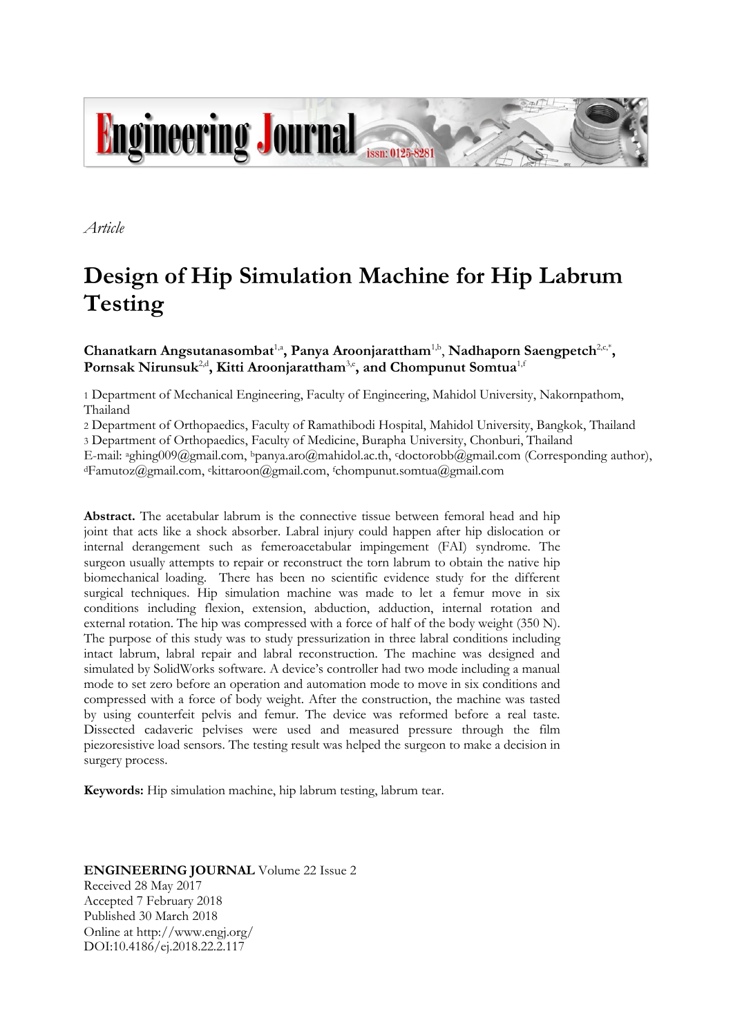*Article*

# Design of Hip Simulation Machine for Hip Labrum Testing

**Chanatkarn Angsutanasombat**[1,a], **Panya Aroonjarattham**[1,b], **Nadhaporn Saengpetch**[2,c,*], **Pornsak Nirunsuk**[2,d], **Kitti Aroonjarattham**[3,e], **and Chompunut Somtua**[1,f]

1 Department of Mechanical Engineering, Faculty of Engineering, Mahidol University, Nakornpathom, Thailand

2 Department of Orthopaedics, Faculty of Ramathibodi Hospital, Mahidol University, Bangkok, Thailand

3 Department of Orthopaedics, Faculty of Medicine, Burapha University, Chonburi, Thailand

E-mail: [a]ghing009@gmail.com, [b]panya.aro@mahidol.ac.th, [c]doctorobb@gmail.com (Corresponding author), [d]Famutoz@gmail.com, [e]kittaroon@gmail.com, [f]chompunut.somtua@gmail.com

**Abstract.** The acetabular labrum is the connective tissue between femoral head and hip joint that acts like a shock absorber. Labral injury could happen after hip dislocation or internal derangement such as femeroacetabular impingement (FAI) syndrome. The surgeon usually attempts to repair or reconstruct the torn labrum to obtain the native hip biomechanical loading. There has been no scientific evidence study for the different surgical techniques. Hip simulation machine was made to let a femur move in six conditions including flexion, extension, abduction, adduction, internal rotation and external rotation. The hip was compressed with a force of half of the body weight (350 N). The purpose of this study was to study pressurization in three labral conditions including intact labrum, labral repair and labral reconstruction. The machine was designed and simulated by SolidWorks software. A device's controller had two mode including a manual mode to set zero before an operation and automation mode to move in six conditions and compressed with a force of body weight. After the construction, the machine was tasted by using counterfeit pelvis and femur. The device was reformed before a real taste. Dissected cadaveric pelvises were used and measured pressure through the film piezoresistive load sensors. The testing result was helped the surgeon to make a decision in surgery process.

**Keywords:** Hip simulation machine, hip labrum testing, labrum tear.

**ENGINEERING JOURNAL** Volume 22 Issue 2
Received 28 May 2017
Accepted 7 February 2018
Published 30 March 2018
Online at http://www.engj.org/
DOI:10.4186/ej.2018.22.2.117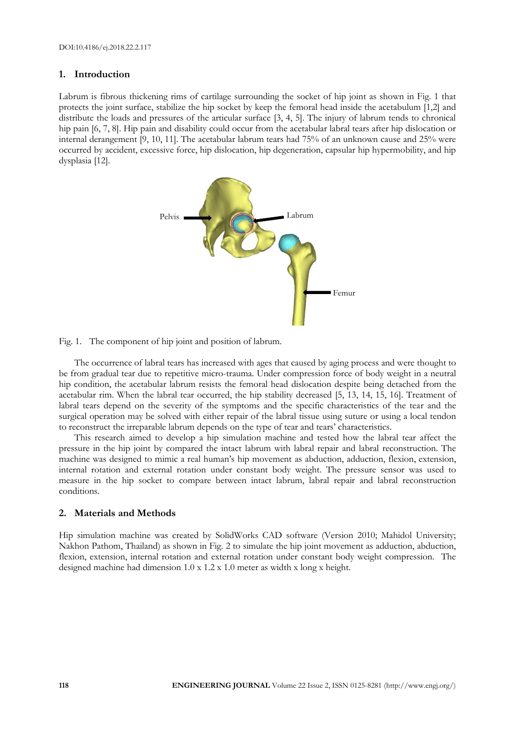DOI:10.4186/ej.2018.22.2.117

## 1. Introduction

Labrum is fibrous thickening rims of cartilage surrounding the socket of hip joint as shown in Fig. 1 that protects the joint surface, stabilize the hip socket by keep the femoral head inside the acetabulum [1,2] and distribute the loads and pressures of the articular surface [3, 4, 5]. The injury of labrum tends to chronical hip pain [6, 7, 8]. Hip pain and disability could occur from the acetabular labral tears after hip dislocation or internal derangement [9, 10, 11]. The acetabular labrum tears had 75% of an unknown cause and 25% were occurred by accident, excessive force, hip dislocation, hip degeneration, capsular hip hypermobility, and hip dysplasia [12].

Fig. 1. The component of hip joint and position of labrum.

The occurrence of labral tears has increased with ages that caused by aging process and were thought to be from gradual tear due to repetitive micro-trauma. Under compression force of body weight in a neutral hip condition, the acetabular labrum resists the femoral head dislocation despite being detached from the acetabular rim. When the labral tear occurred, the hip stability decreased [5, 13, 14, 15, 16]. Treatment of labral tears depend on the severity of the symptoms and the specific characteristics of the tear and the surgical operation may be solved with either repair of the labral tissue using suture or using a local tendon to reconstruct the irreparable labrum depends on the type of tear and tears' characteristics.

This research aimed to develop a hip simulation machine and tested how the labral tear affect the pressure in the hip joint by compared the intact labrum with labral repair and labral reconstruction. The machine was designed to mimic a real human's hip movement as abduction, adduction, flexion, extension, internal rotation and external rotation under constant body weight. The pressure sensor was used to measure in the hip socket to compare between intact labrum, labral repair and labral reconstruction conditions.

## 2. Materials and Methods

Hip simulation machine was created by SolidWorks CAD software (Version 2010; Mahidol University; Nakhon Pathom, Thailand) as shown in Fig. 2 to simulate the hip joint movement as adduction, abduction, flexion, extension, internal rotation and external rotation under constant body weight compression. The designed machine had dimension 1.0 x 1.2 x 1.0 meter as width x long x height.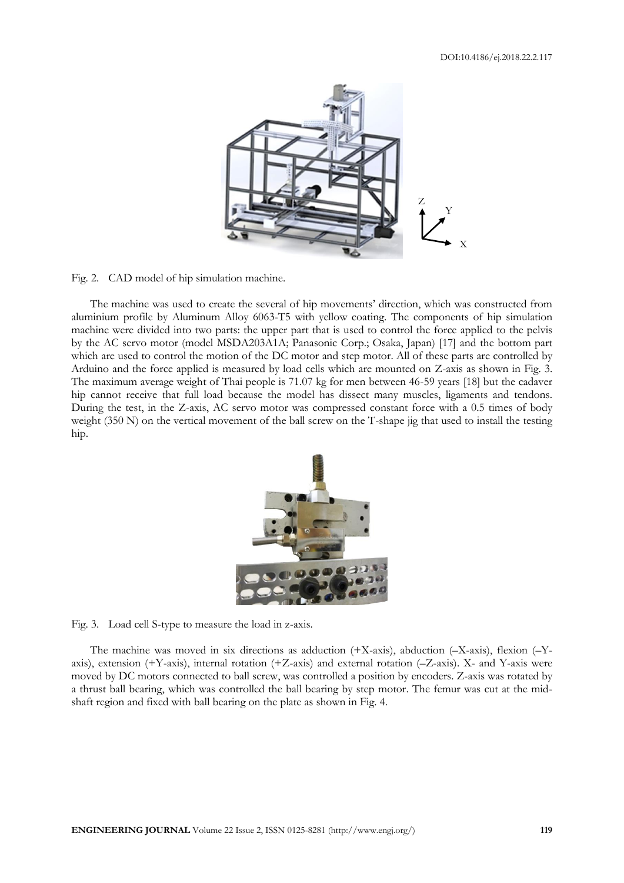Fig. 2. CAD model of hip simulation machine.

The machine was used to create the several of hip movements' direction, which was constructed from aluminium profile by Aluminum Alloy 6063-T5 with yellow coating. The components of hip simulation machine were divided into two parts: the upper part that is used to control the force applied to the pelvis by the AC servo motor (model MSDA203A1A; Panasonic Corp.; Osaka, Japan) [17] and the bottom part which are used to control the motion of the DC motor and step motor. All of these parts are controlled by Arduino and the force applied is measured by load cells which are mounted on Z-axis as shown in Fig. 3. The maximum average weight of Thai people is 71.07 kg for men between 46-59 years [18] but the cadaver hip cannot receive that full load because the model has dissect many muscles, ligaments and tendons. During the test, in the Z-axis, AC servo motor was compressed constant force with a 0.5 times of body weight (350 N) on the vertical movement of the ball screw on the T-shape jig that used to install the testing hip.

Fig. 3. Load cell S-type to measure the load in z-axis.

The machine was moved in six directions as adduction (+X-axis), abduction (–X-axis), flexion (–Y-axis), extension (+Y-axis), internal rotation (+Z-axis) and external rotation (–Z-axis). X- and Y-axis were moved by DC motors connected to ball screw, was controlled a position by encoders. Z-axis was rotated by a thrust ball bearing, which was controlled the ball bearing by step motor. The femur was cut at the mid-shaft region and fixed with ball bearing on the plate as shown in Fig. 4.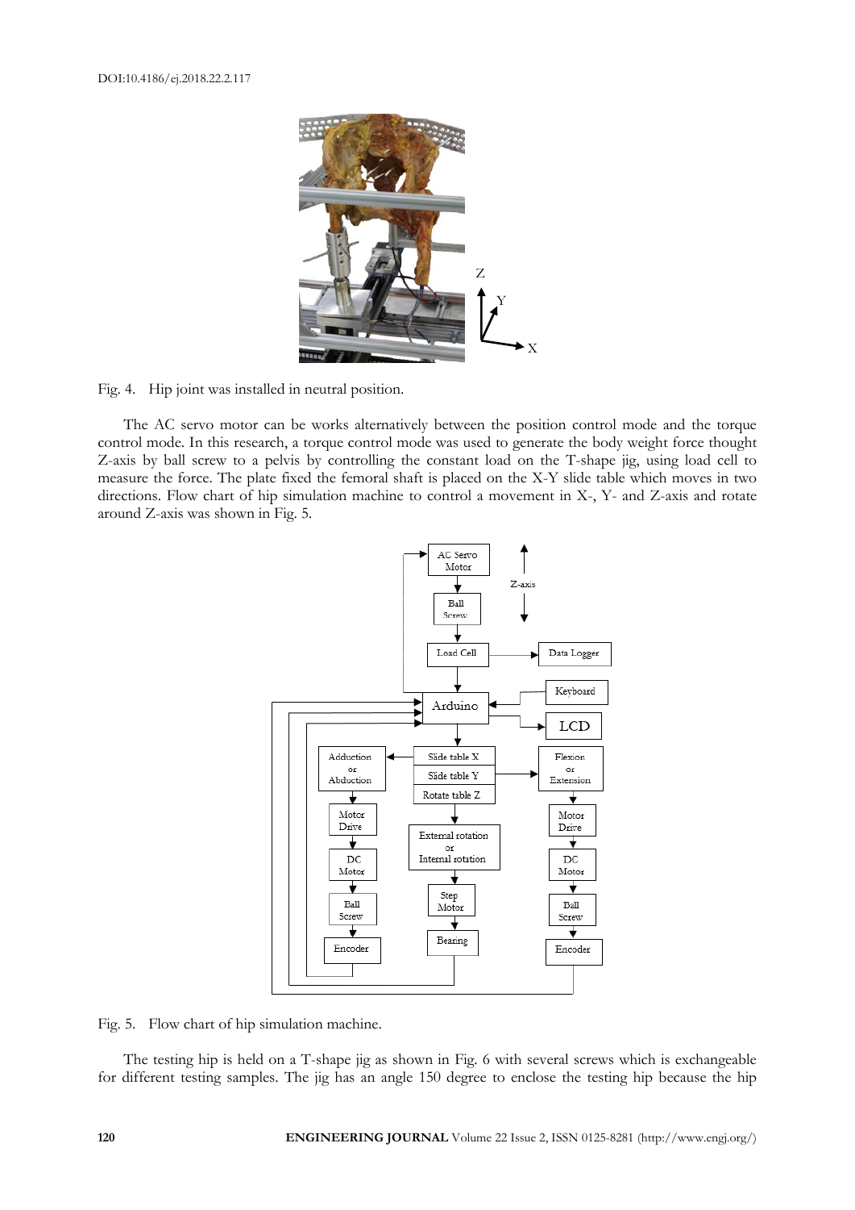Fig. 4. Hip joint was installed in neutral position.

The AC servo motor can be works alternatively between the position control mode and the torque control mode. In this research, a torque control mode was used to generate the body weight force thought Z-axis by ball screw to a pelvis by controlling the constant load on the T-shape jig, using load cell to measure the force. The plate fixed the femoral shaft is placed on the X-Y slide table which moves in two directions. Flow chart of hip simulation machine to control a movement in X-, Y- and Z-axis and rotate around Z-axis was shown in Fig. 5.

Fig. 5. Flow chart of hip simulation machine.

The testing hip is held on a T-shape jig as shown in Fig. 6 with several screws which is exchangeable for different testing samples. The jig has an angle 150 degree to enclose the testing hip because the hip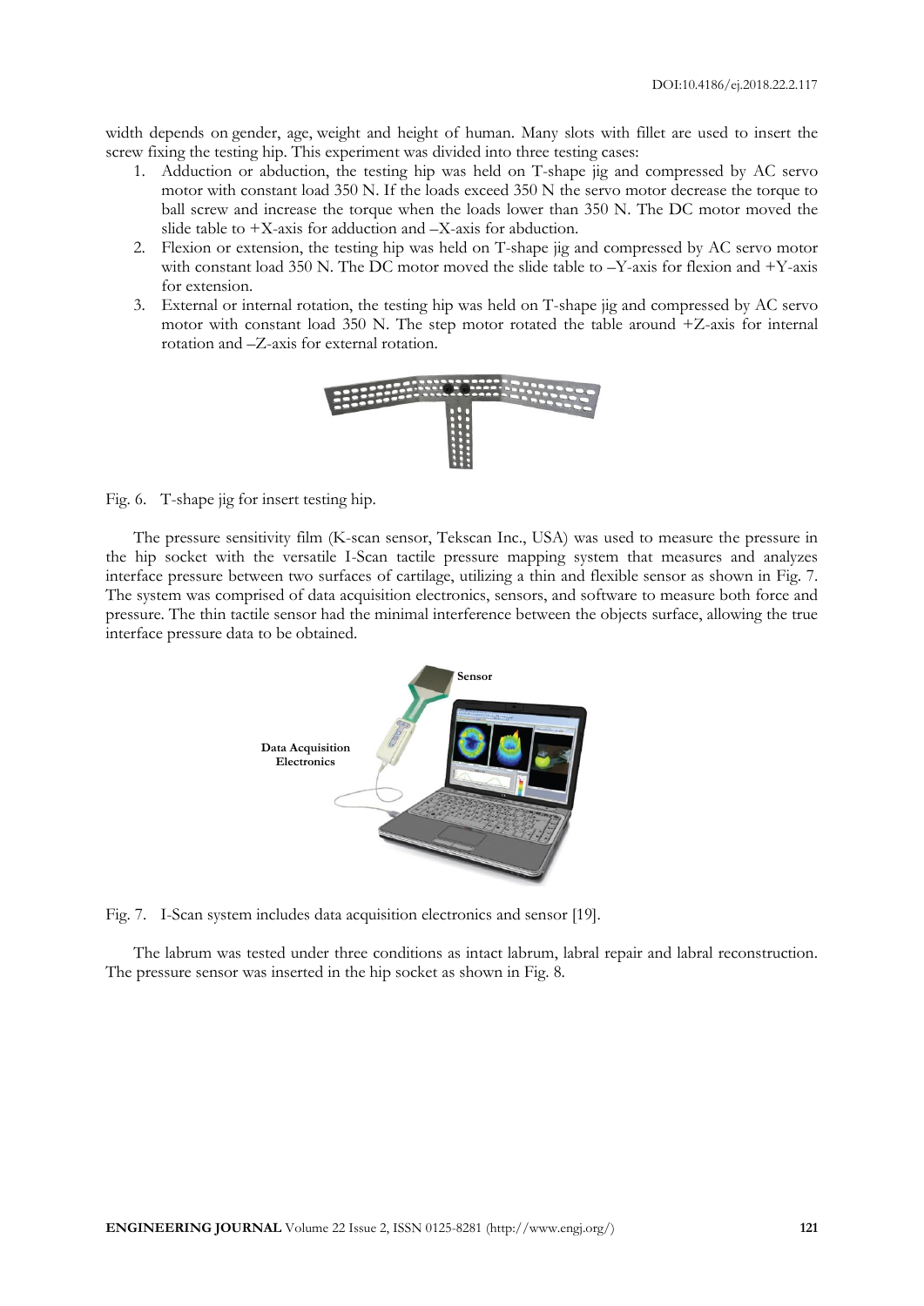width depends on gender, age, weight and height of human. Many slots with fillet are used to insert the screw fixing the testing hip. This experiment was divided into three testing cases:

1. Adduction or abduction, the testing hip was held on T-shape jig and compressed by AC servo motor with constant load 350 N. If the loads exceed 350 N the servo motor decrease the torque to ball screw and increase the torque when the loads lower than 350 N. The DC motor moved the slide table to +X-axis for adduction and –X-axis for abduction.
2. Flexion or extension, the testing hip was held on T-shape jig and compressed by AC servo motor with constant load 350 N. The DC motor moved the slide table to –Y-axis for flexion and +Y-axis for extension.
3. External or internal rotation, the testing hip was held on T-shape jig and compressed by AC servo motor with constant load 350 N. The step motor rotated the table around +Z-axis for internal rotation and –Z-axis for external rotation.

Fig. 6. T-shape jig for insert testing hip.

The pressure sensitivity film (K-scan sensor, Tekscan Inc., USA) was used to measure the pressure in the hip socket with the versatile I-Scan tactile pressure mapping system that measures and analyzes interface pressure between two surfaces of cartilage, utilizing a thin and flexible sensor as shown in Fig. 7. The system was comprised of data acquisition electronics, sensors, and software to measure both force and pressure. The thin tactile sensor had the minimal interference between the objects surface, allowing the true interface pressure data to be obtained.

Fig. 7. I-Scan system includes data acquisition electronics and sensor [19].

The labrum was tested under three conditions as intact labrum, labral repair and labral reconstruction. The pressure sensor was inserted in the hip socket as shown in Fig. 8.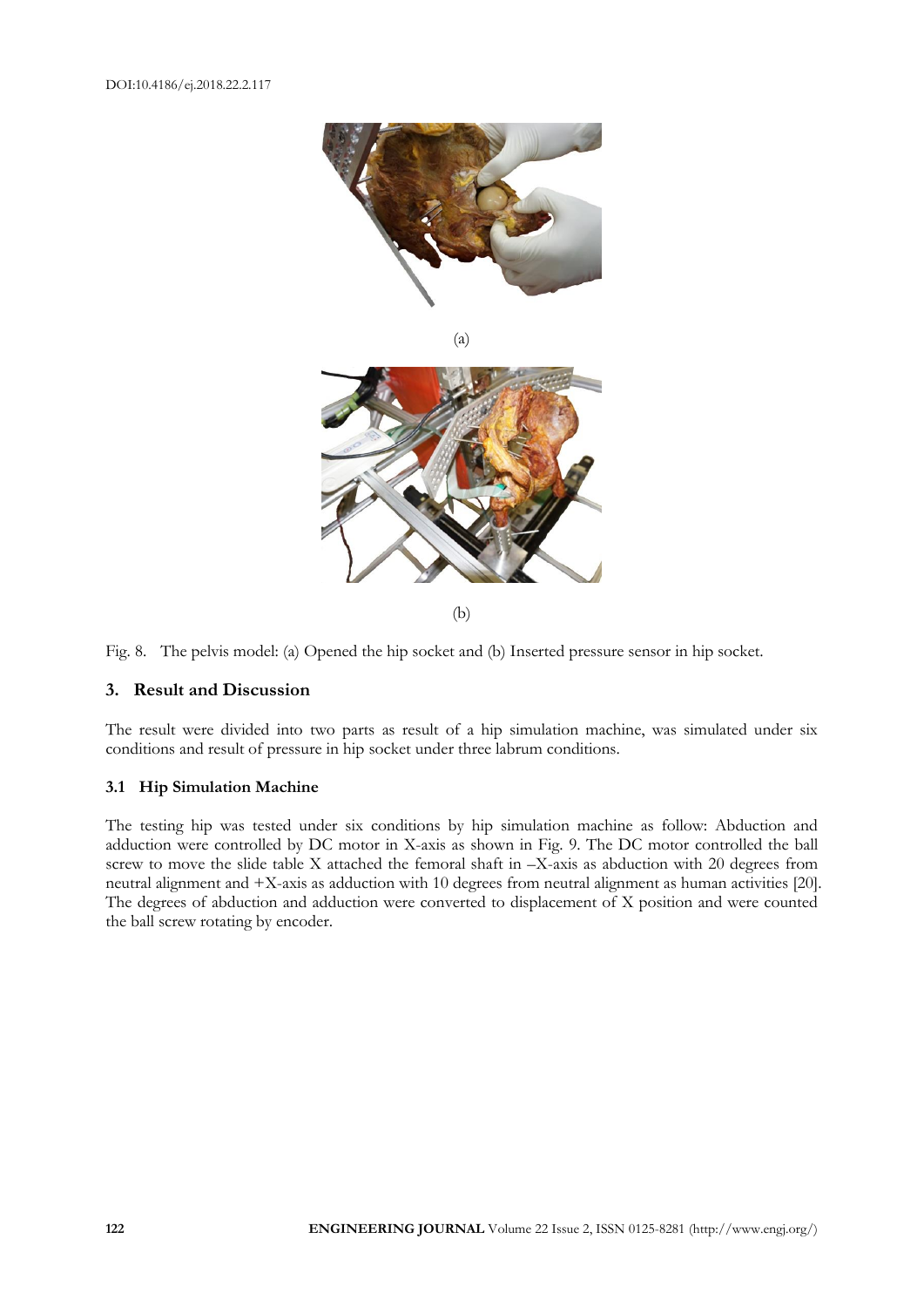(a)

(b)

Fig. 8. The pelvis model: (a) Opened the hip socket and (b) Inserted pressure sensor in hip socket.

## 3. Result and Discussion

The result were divided into two parts as result of a hip simulation machine, was simulated under six conditions and result of pressure in hip socket under three labrum conditions.

### 3.1 Hip Simulation Machine

The testing hip was tested under six conditions by hip simulation machine as follow: Abduction and adduction were controlled by DC motor in X-axis as shown in Fig. 9. The DC motor controlled the ball screw to move the slide table X attached the femoral shaft in –X-axis as abduction with 20 degrees from neutral alignment and +X-axis as adduction with 10 degrees from neutral alignment as human activities [20]. The degrees of abduction and adduction were converted to displacement of X position and were counted the ball screw rotating by encoder.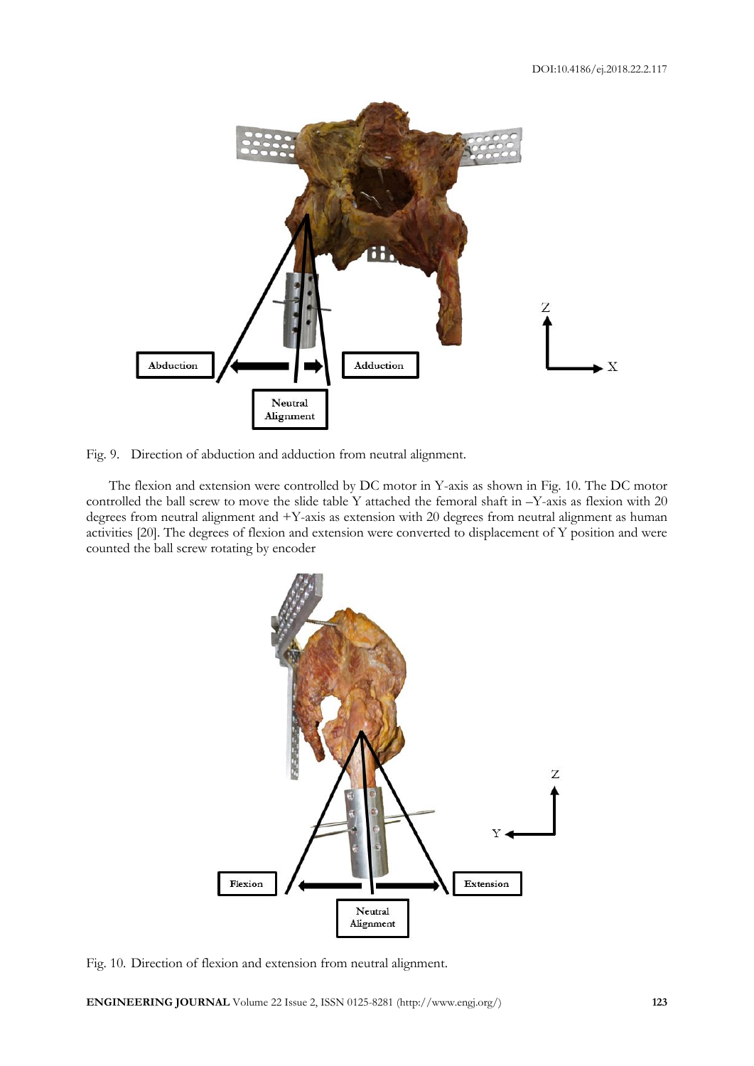Fig. 9. Direction of abduction and adduction from neutral alignment.

The flexion and extension were controlled by DC motor in Y-axis as shown in Fig. 10. The DC motor controlled the ball screw to move the slide table Y attached the femoral shaft in –Y-axis as flexion with 20 degrees from neutral alignment and +Y-axis as extension with 20 degrees from neutral alignment as human activities [20]. The degrees of flexion and extension were converted to displacement of Y position and were counted the ball screw rotating by encoder

Fig. 10. Direction of flexion and extension from neutral alignment.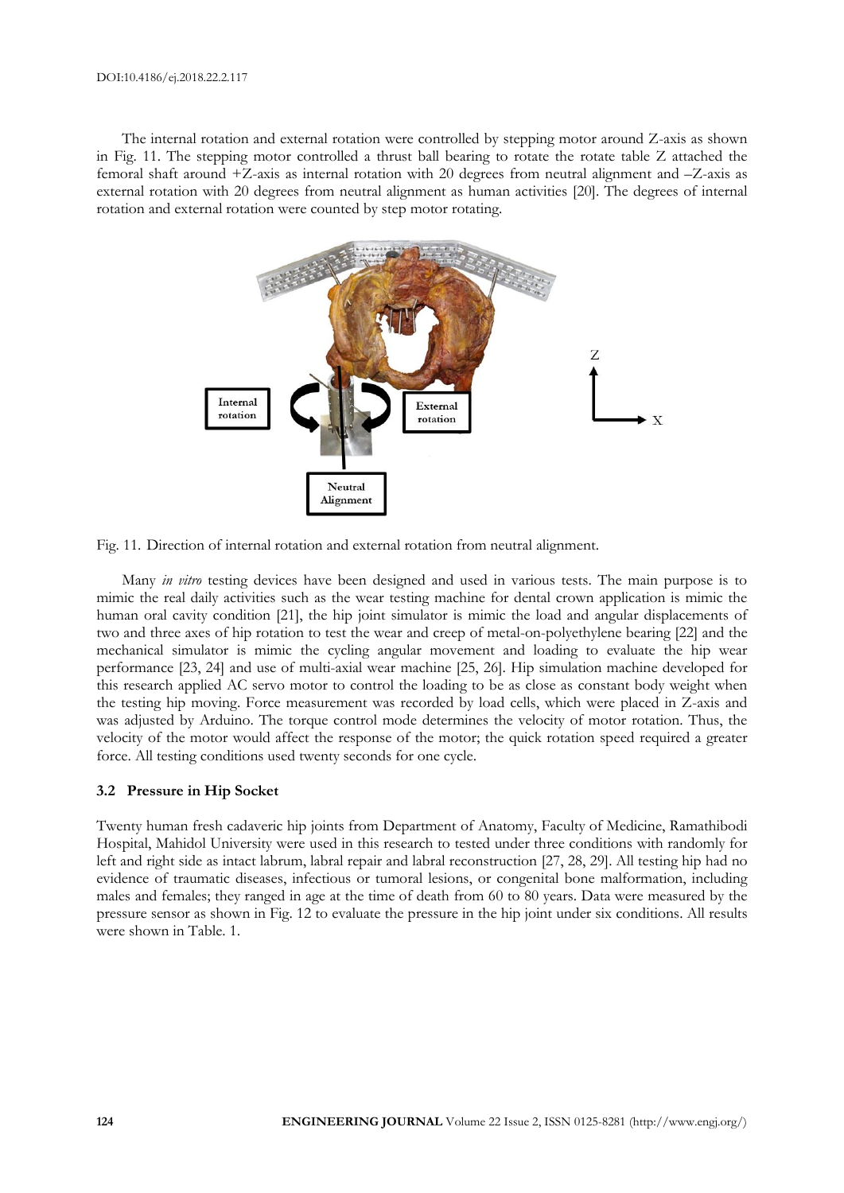The internal rotation and external rotation were controlled by stepping motor around Z-axis as shown in Fig. 11. The stepping motor controlled a thrust ball bearing to rotate the rotate table Z attached the femoral shaft around +Z-axis as internal rotation with 20 degrees from neutral alignment and –Z-axis as external rotation with 20 degrees from neutral alignment as human activities [20]. The degrees of internal rotation and external rotation were counted by step motor rotating.

Fig. 11. Direction of internal rotation and external rotation from neutral alignment.

Many *in vitro* testing devices have been designed and used in various tests. The main purpose is to mimic the real daily activities such as the wear testing machine for dental crown application is mimic the human oral cavity condition [21], the hip joint simulator is mimic the load and angular displacements of two and three axes of hip rotation to test the wear and creep of metal-on-polyethylene bearing [22] and the mechanical simulator is mimic the cycling angular movement and loading to evaluate the hip wear performance [23, 24] and use of multi-axial wear machine [25, 26]. Hip simulation machine developed for this research applied AC servo motor to control the loading to be as close as constant body weight when the testing hip moving. Force measurement was recorded by load cells, which were placed in Z-axis and was adjusted by Arduino. The torque control mode determines the velocity of motor rotation. Thus, the velocity of the motor would affect the response of the motor; the quick rotation speed required a greater force. All testing conditions used twenty seconds for one cycle.

### 3.2 Pressure in Hip Socket

Twenty human fresh cadaveric hip joints from Department of Anatomy, Faculty of Medicine, Ramathibodi Hospital, Mahidol University were used in this research to tested under three conditions with randomly for left and right side as intact labrum, labral repair and labral reconstruction [27, 28, 29]. All testing hip had no evidence of traumatic diseases, infectious or tumoral lesions, or congenital bone malformation, including males and females; they ranged in age at the time of death from 60 to 80 years. Data were measured by the pressure sensor as shown in Fig. 12 to evaluate the pressure in the hip joint under six conditions. All results were shown in Table. 1.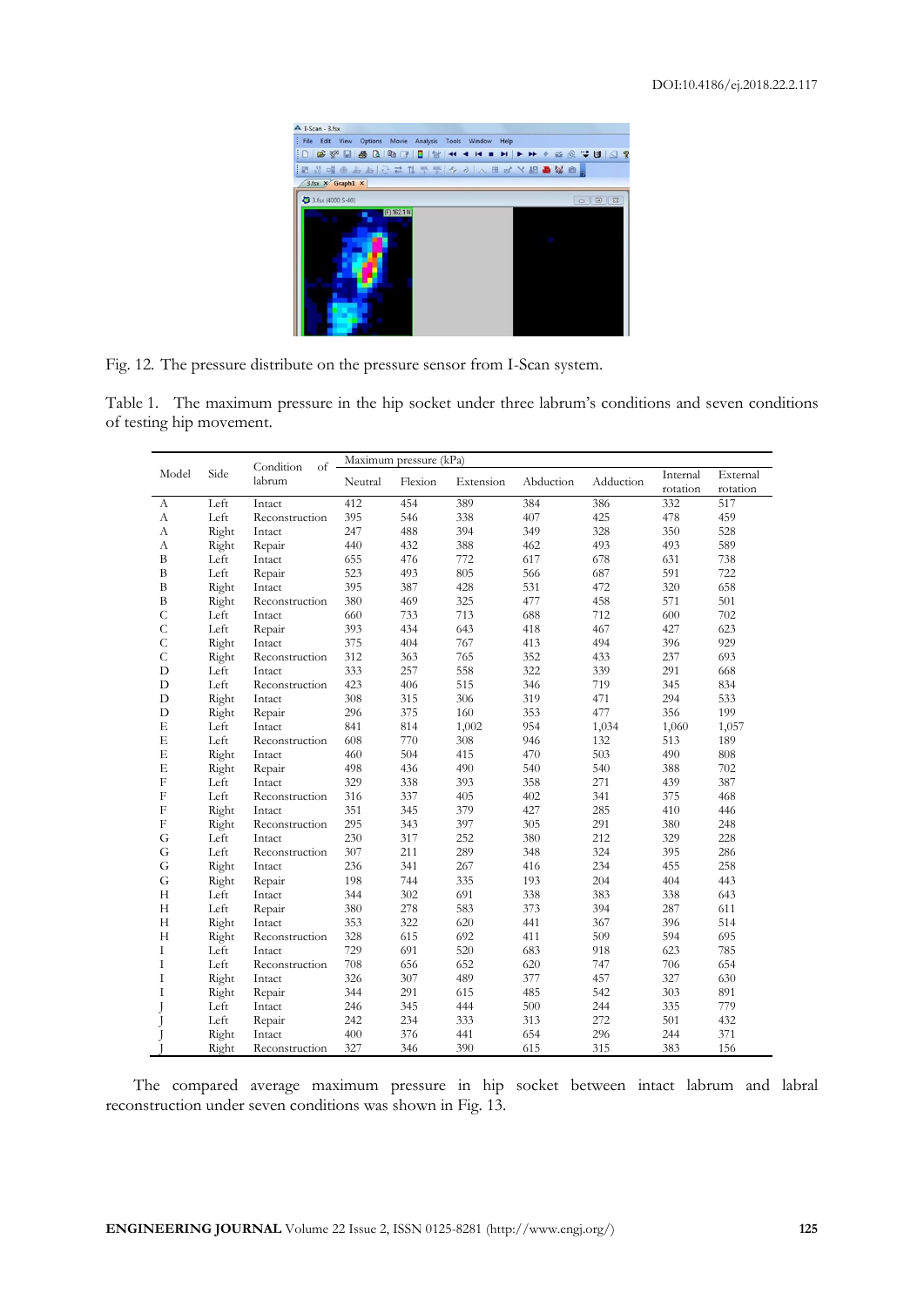Fig. 12. The pressure distribute on the pressure sensor from I-Scan system.

Table 1. The maximum pressure in the hip socket under three labrum's conditions and seven conditions of testing hip movement.

| Model | Side | Condition of labrum | Maximum pressure (kPa) | | | | | | |
|---|---|---|---|---|---|---|---|---|---|
| | | | Neutral | Flexion | Extension | Abduction | Adduction | Internal rotation | External rotation |
| A | Left | Intact | 412 | 454 | 389 | 384 | 386 | 332 | 517 |
| A | Left | Reconstruction | 395 | 546 | 338 | 407 | 425 | 478 | 459 |
| A | Right | Intact | 247 | 488 | 394 | 349 | 328 | 350 | 528 |
| A | Right | Repair | 440 | 432 | 388 | 462 | 493 | 493 | 589 |
| B | Left | Intact | 655 | 476 | 772 | 617 | 678 | 631 | 738 |
| B | Left | Repair | 523 | 493 | 805 | 566 | 687 | 591 | 722 |
| B | Right | Intact | 395 | 387 | 428 | 531 | 472 | 320 | 658 |
| B | Right | Reconstruction | 380 | 469 | 325 | 477 | 458 | 571 | 501 |
| C | Left | Intact | 660 | 733 | 713 | 688 | 712 | 600 | 702 |
| C | Left | Repair | 393 | 434 | 643 | 418 | 467 | 427 | 623 |
| C | Right | Intact | 375 | 404 | 767 | 413 | 494 | 396 | 929 |
| C | Right | Reconstruction | 312 | 363 | 765 | 352 | 433 | 237 | 693 |
| D | Left | Intact | 333 | 257 | 558 | 322 | 339 | 291 | 668 |
| D | Left | Reconstruction | 423 | 406 | 515 | 346 | 719 | 345 | 834 |
| D | Right | Intact | 308 | 315 | 306 | 319 | 471 | 294 | 533 |
| D | Right | Repair | 296 | 375 | 160 | 353 | 477 | 356 | 199 |
| E | Left | Intact | 841 | 814 | 1,002 | 954 | 1,034 | 1,060 | 1,057 |
| E | Left | Reconstruction | 608 | 770 | 308 | 946 | 132 | 513 | 189 |
| E | Right | Intact | 460 | 504 | 415 | 470 | 503 | 490 | 808 |
| E | Right | Repair | 498 | 436 | 490 | 540 | 540 | 388 | 702 |
| F | Left | Intact | 329 | 338 | 393 | 358 | 271 | 439 | 387 |
| F | Left | Reconstruction | 316 | 337 | 405 | 402 | 341 | 375 | 468 |
| F | Right | Intact | 351 | 345 | 379 | 427 | 285 | 410 | 446 |
| F | Right | Reconstruction | 295 | 343 | 397 | 305 | 291 | 380 | 248 |
| G | Left | Intact | 230 | 317 | 252 | 380 | 212 | 329 | 228 |
| G | Left | Reconstruction | 307 | 211 | 289 | 348 | 324 | 395 | 286 |
| G | Right | Intact | 236 | 341 | 267 | 416 | 234 | 455 | 258 |
| G | Right | Repair | 198 | 744 | 335 | 193 | 204 | 404 | 443 |
| H | Left | Intact | 344 | 302 | 691 | 338 | 383 | 338 | 643 |
| H | Left | Repair | 380 | 278 | 583 | 373 | 394 | 287 | 611 |
| H | Right | Intact | 353 | 322 | 620 | 441 | 367 | 396 | 514 |
| H | Right | Reconstruction | 328 | 615 | 692 | 411 | 509 | 594 | 695 |
| I | Left | Intact | 729 | 691 | 520 | 683 | 918 | 623 | 785 |
| I | Left | Reconstruction | 708 | 656 | 652 | 620 | 747 | 706 | 654 |
| I | Right | Intact | 326 | 307 | 489 | 377 | 457 | 327 | 630 |
| I | Right | Repair | 344 | 291 | 615 | 485 | 542 | 303 | 891 |
| J | Left | Intact | 246 | 345 | 444 | 500 | 244 | 335 | 779 |
| J | Left | Repair | 242 | 234 | 333 | 313 | 272 | 501 | 432 |
| J | Right | Intact | 400 | 376 | 441 | 654 | 296 | 244 | 371 |
| J | Right | Reconstruction | 327 | 346 | 390 | 615 | 315 | 383 | 156 |

The compared average maximum pressure in hip socket between intact labrum and labral reconstruction under seven conditions was shown in Fig. 13.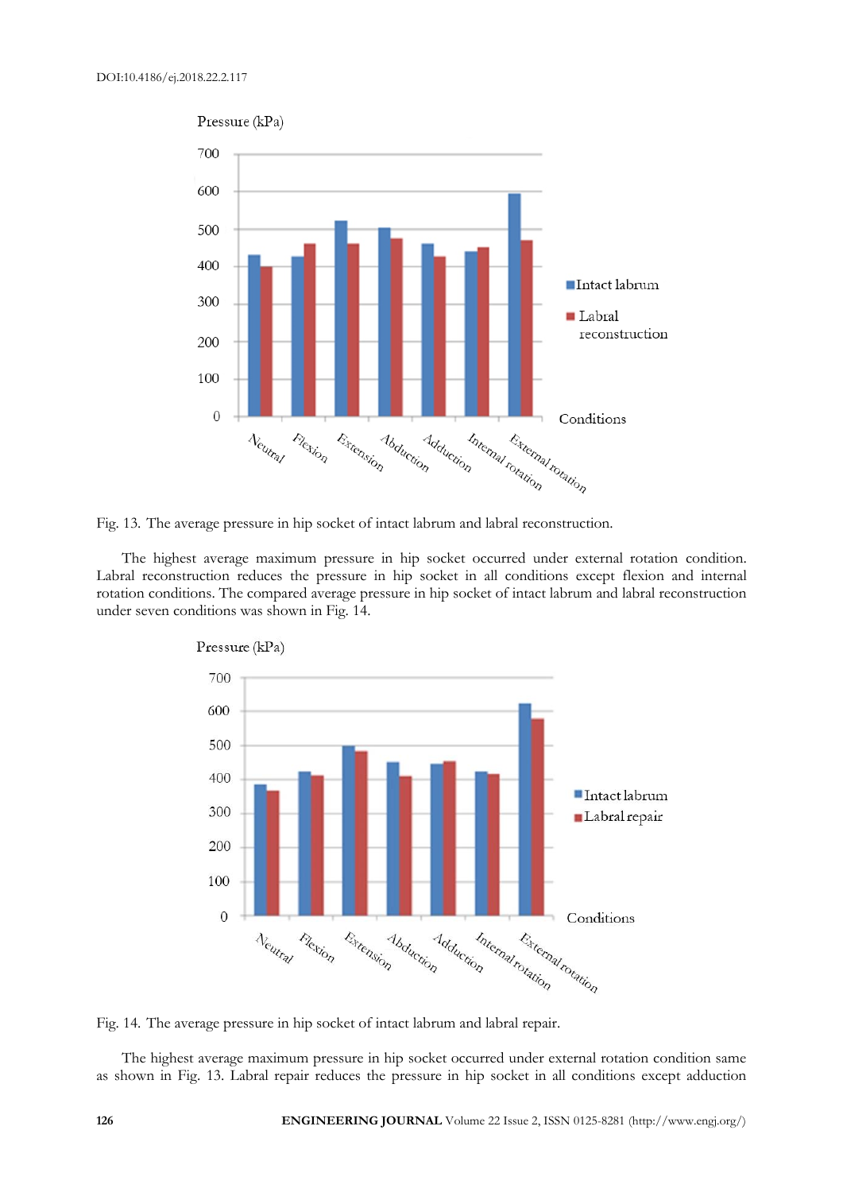Fig. 13. The average pressure in hip socket of intact labrum and labral reconstruction.

The highest average maximum pressure in hip socket occurred under external rotation condition. Labral reconstruction reduces the pressure in hip socket in all conditions except flexion and internal rotation conditions. The compared average pressure in hip socket of intact labrum and labral reconstruction under seven conditions was shown in Fig. 14.

Fig. 14. The average pressure in hip socket of intact labrum and labral repair.

The highest average maximum pressure in hip socket occurred under external rotation condition same as shown in Fig. 13. Labral repair reduces the pressure in hip socket in all conditions except adduction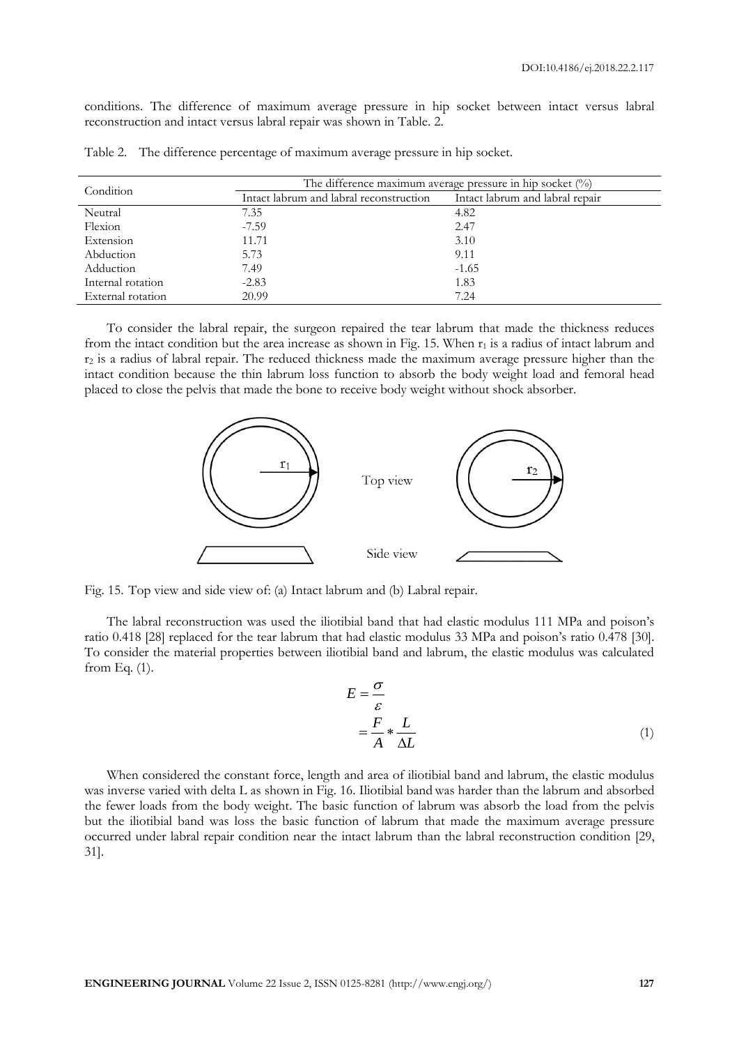conditions. The difference of maximum average pressure in hip socket between intact versus labral reconstruction and intact versus labral repair was shown in Table. 2.

Table 2. The difference percentage of maximum average pressure in hip socket.

| Condition | The difference maximum average pressure in hip socket (%) | |
|---|---|---|
| | Intact labrum and labral reconstruction | Intact labrum and labral repair |
| Neutral | 7.35 | 4.82 |
| Flexion | -7.59 | 2.47 |
| Extension | 11.71 | 3.10 |
| Abduction | 5.73 | 9.11 |
| Adduction | 7.49 | -1.65 |
| Internal rotation | -2.83 | 1.83 |
| External rotation | 20.99 | 7.24 |

To consider the labral repair, the surgeon repaired the tear labrum that made the thickness reduces from the intact condition but the area increase as shown in Fig. 15. When $r_1$ is a radius of intact labrum and $r_2$ is a radius of labral repair. The reduced thickness made the maximum average pressure higher than the intact condition because the thin labrum loss function to absorb the body weight load and femoral head placed to close the pelvis that made the bone to receive body weight without shock absorber.

Fig. 15. Top view and side view of: (a) Intact labrum and (b) Labral repair.

The labral reconstruction was used the iliotibial band that had elastic modulus 111 MPa and poison's ratio 0.418 [28] replaced for the tear labrum that had elastic modulus 33 MPa and poison's ratio 0.478 [30]. To consider the material properties between iliotibial band and labrum, the elastic modulus was calculated from Eq. (1).

$$
\begin{aligned}
E &= \frac{\sigma}{\varepsilon} \\
&= \frac{F}{A} * \frac{L}{\Delta L}
\end{aligned}
\tag{1}
$$

When considered the constant force, length and area of iliotibial band and labrum, the elastic modulus was inverse varied with delta L as shown in Fig. 16. Iliotibial band was harder than the labrum and absorbed the fewer loads from the body weight. The basic function of labrum was absorb the load from the pelvis but the iliotibial band was loss the basic function of labrum that made the maximum average pressure occurred under labral repair condition near the intact labrum than the labral reconstruction condition [29, 31].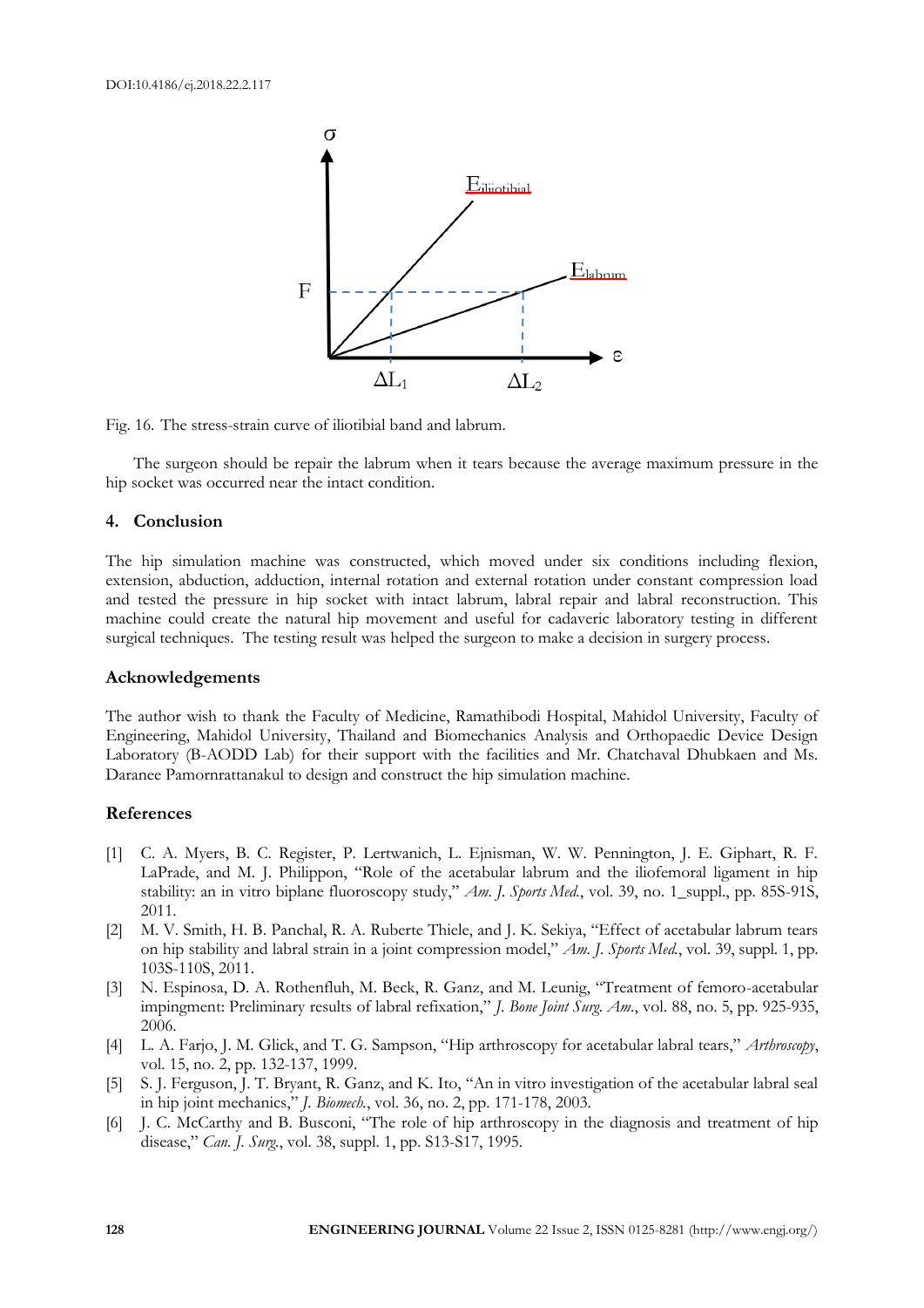Fig. 16. The stress-strain curve of iliotibial band and labrum.

The surgeon should be repair the labrum when it tears because the average maximum pressure in the hip socket was occurred near the intact condition.

## 4. Conclusion

The hip simulation machine was constructed, which moved under six conditions including flexion, extension, abduction, adduction, internal rotation and external rotation under constant compression load and tested the pressure in hip socket with intact labrum, labral repair and labral reconstruction. This machine could create the natural hip movement and useful for cadaveric laboratory testing in different surgical techniques. The testing result was helped the surgeon to make a decision in surgery process.

## Acknowledgements

The author wish to thank the Faculty of Medicine, Ramathibodi Hospital, Mahidol University, Faculty of Engineering, Mahidol University, Thailand and Biomechanics Analysis and Orthopaedic Device Design Laboratory (B-AODD Lab) for their support with the facilities and Mr. Chatchaval Dhubkaen and Ms. Daranee Pamornrattanakul to design and construct the hip simulation machine.

## References

[1] C. A. Myers, B. C. Register, P. Lertwanich, L. Ejnisman, W. W. Pennington, J. E. Giphart, R. F. LaPrade, and M. J. Philippon, "Role of the acetabular labrum and the iliofemoral ligament in hip stability: an in vitro biplane fluoroscopy study," *Am. J. Sports Med.*, vol. 39, no. 1_suppl., pp. 85S-91S, 2011.

[2] M. V. Smith, H. B. Panchal, R. A. Ruberte Thiele, and J. K. Sekiya, "Effect of acetabular labrum tears on hip stability and labral strain in a joint compression model," *Am. J. Sports Med.*, vol. 39, suppl. 1, pp. 103S-110S, 2011.

[3] N. Espinosa, D. A. Rothenfluh, M. Beck, R. Ganz, and M. Leunig, "Treatment of femoro-acetabular impingment: Preliminary results of labral refixation," *J. Bone Joint Surg. Am.*, vol. 88, no. 5, pp. 925-935, 2006.

[4] L. A. Farjo, J. M. Glick, and T. G. Sampson, "Hip arthroscopy for acetabular labral tears," *Arthroscopy*, vol. 15, no. 2, pp. 132-137, 1999.

[5] S. J. Ferguson, J. T. Bryant, R. Ganz, and K. Ito, "An in vitro investigation of the acetabular labral seal in hip joint mechanics," *J. Biomech.*, vol. 36, no. 2, pp. 171-178, 2003.

[6] J. C. McCarthy and B. Busconi, "The role of hip arthroscopy in the diagnosis and treatment of hip disease," *Can. J. Surg.*, vol. 38, suppl. 1, pp. S13-S17, 1995.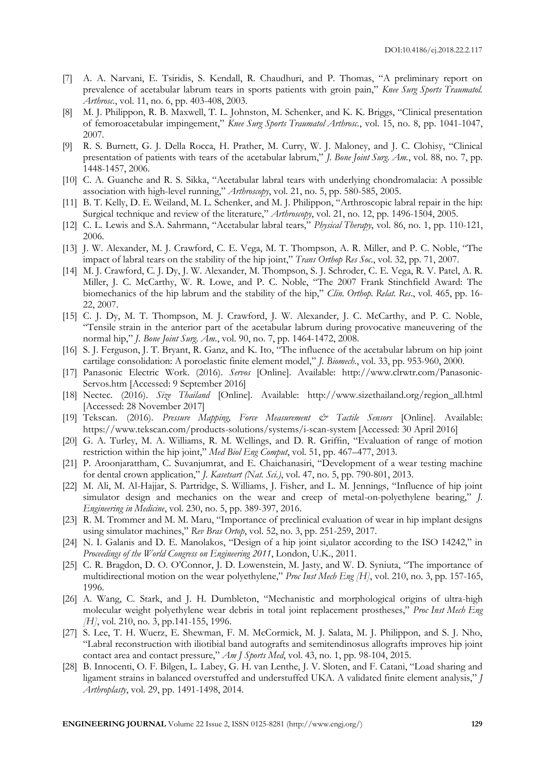[7] A. A. Narvani, E. Tsiridis, S. Kendall, R. Chaudhuri, and P. Thomas, "A preliminary report on prevalence of acetabular labrum tears in sports patients with groin pain," *Knee Surg Sports Traumatol. Arthrosc.*, vol. 11, no. 6, pp. 403-408, 2003.

[8] M. J. Philippon, R. B. Maxwell, T. L. Johnston, M. Schenker, and K. K. Briggs, "Clinical presentation of femoroacetabular impingement," *Knee Surg Sports Traumatol Arthrosc.*, vol. 15, no. 8, pp. 1041-1047, 2007.

[9] R. S. Burnett, G. J. Della Rocca, H. Prather, M. Curry, W. J. Maloney, and J. C. Clohisy, "Clinical presentation of patients with tears of the acetabular labrum," *J. Bone Joint Surg. Am.*, vol. 88, no. 7, pp. 1448-1457, 2006.

[10] C. A. Guanche and R. S. Sikka, "Acetabular labral tears with underlying chondromalacia: A possible association with high-level running," *Arthroscopy*, vol. 21, no. 5, pp. 580-585, 2005.

[11] B. T. Kelly, D. E. Weiland, M. L. Schenker, and M. J. Philippon, "Arthroscopic labral repair in the hip: Surgical technique and review of the literature," *Arthroscopy*, vol. 21, no. 12, pp. 1496-1504, 2005.

[12] C. L. Lewis and S.A. Sahrmann, "Acetabular labral tears," *Physical Therapy*, vol. 86, no. 1, pp. 110-121, 2006.

[13] J. W. Alexander, M. J. Crawford, C. E. Vega, M. T. Thompson, A. R. Miller, and P. C. Noble, "The impact of labral tears on the stability of the hip joint," *Trans Orthop Res Soc.*, vol. 32, pp. 71, 2007.

[14] M. J. Crawford, C. J. Dy, J. W. Alexander, M. Thompson, S. J. Schroder, C. E. Vega, R. V. Patel, A. R. Miller, J. C. McCarthy, W. R. Lowe, and P. C. Noble, "The 2007 Frank Stinchfield Award: The biomechanics of the hip labrum and the stability of the hip," *Clin. Orthop. Relat. Res.*, vol. 465, pp. 16-22, 2007.

[15] C. J. Dy, M. T. Thompson, M. J. Crawford, J. W. Alexander, J. C. McCarthy, and P. C. Noble, "Tensile strain in the anterior part of the acetabular labrum during provocative maneuvering of the normal hip," *J. Bone Joint Surg. Am.*, vol. 90, no. 7, pp. 1464-1472, 2008.

[16] S. J. Ferguson, J. T. Bryant, R. Ganz, and K. Ito, "The influence of the acetabular labrum on hip joint cartilage consolidation: A poroelastic finite element model," *J. Biomech.*, vol. 33, pp. 953-960, 2000.

[17] Panasonic Electric Work. (2016). *Servos* [Online]. Available: http://www.clrwtr.com/Panasonic-Servos.htm [Accessed: 9 September 2016]

[18] Nectec. (2016). *Size Thailand* [Online]. Available: http://www.sizethailand.org/region_all.html [Accessed: 28 November 2017]

[19] Tekscan. (2016). *Pressure Mapping, Force Measurement & Tactile Sensors* [Online]. Available: https://www.tekscan.com/products-solutions/systems/i-scan-system [Accessed: 30 April 2016]

[20] G. A. Turley, M. A. Williams, R. M. Wellings, and D. R. Griffin, "Evaluation of range of motion restriction within the hip joint," *Med Biol Eng Comput*, vol. 51, pp. 467–477, 2013.

[21] P. Aroonjarattham, C. Suvanjumrat, and E. Chaichanasiri, "Development of a wear testing machine for dental crown application," *J. Kasetsart (Nat. Sci.)*, vol. 47, no. 5, pp. 790-801, 2013.

[22] M. Ali, M. Al-Hajjar, S. Partridge, S. Williams, J. Fisher, and L. M. Jennings, "Influence of hip joint simulator design and mechanics on the wear and creep of metal-on-polyethylene bearing," *J. Engineering in Medicine*, vol. 230, no. 5, pp. 389-397, 2016.

[23] R. M. Trommer and M. M. Maru, "Importance of preclinical evaluation of wear in hip implant designs using simulator machines," *Rev Bras Ortop*, vol. 52, no. 3, pp. 251-259, 2017.

[24] N. I. Galanis and D. E. Manolakos, "Design of a hip joint si,ulator according to the ISO 14242," in *Proceedings of the World Congress on Engineering 2011*, London, U.K., 2011.

[25] C. R. Bragdon, D. O. O'Connor, J. D. Lowenstein, M. Jasty, and W. D. Syniuta, "The importance of multidirectional motion on the wear polyethylene," *Proc Inst Mech Eng [H]*, vol. 210, no. 3, pp. 157-165, 1996.

[26] A. Wang, C. Stark, and J. H. Dumbleton, "Mechanistic and morphological origins of ultra-high molecular weight polyethylene wear debris in total joint replacement prostheses," *Proc Inst Mech Eng [H]*, vol. 210, no. 3, pp.141-155, 1996.

[27] S. Lee, T. H. Wuerz, E. Shewman, F. M. McCormick, M. J. Salata, M. J. Philippon, and S. J. Nho, "Labral reconstruction with iliotibial band autografts and semitendinosus allografts improves hip joint contact area and contact pressure," *Am J Sports Med*, vol. 43, no. 1, pp. 98-104, 2015.

[28] B. Innocenti, O. F. Bilgen, L. Labey, G. H. van Lenthe, J. V. Sloten, and F. Catani, "Load sharing and ligament strains in balanced overstuffed and understuffed UKA. A validated finite element analysis," *J Arthroplasty*, vol. 29, pp. 1491-1498, 2014.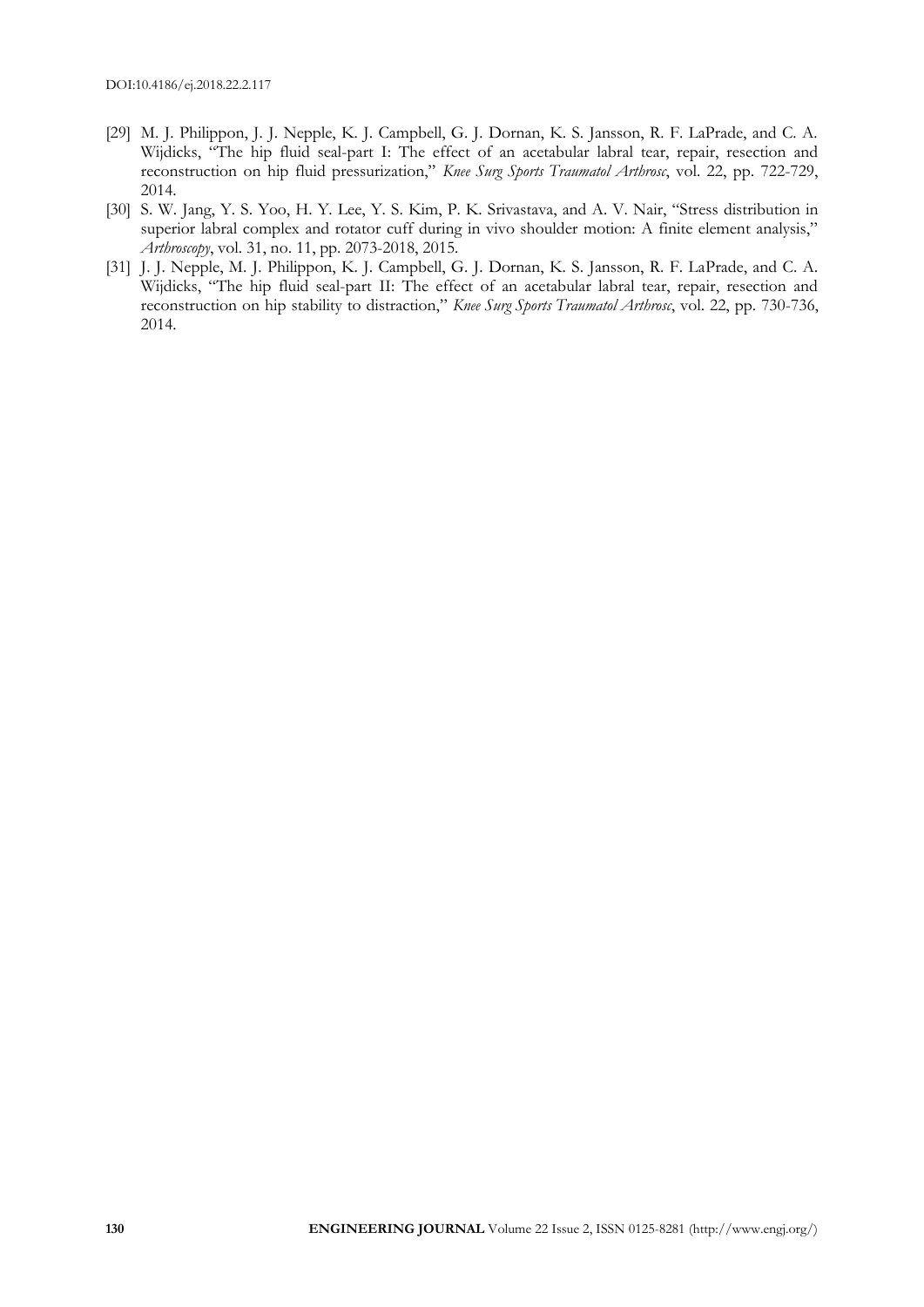[29] M. J. Philippon, J. J. Nepple, K. J. Campbell, G. J. Dornan, K. S. Jansson, R. F. LaPrade, and C. A. Wijdicks, "The hip fluid seal-part I: The effect of an acetabular labral tear, repair, resection and reconstruction on hip fluid pressurization," *Knee Surg Sports Traumatol Arthrosc*, vol. 22, pp. 722-729, 2014.

[30] S. W. Jang, Y. S. Yoo, H. Y. Lee, Y. S. Kim, P. K. Srivastava, and A. V. Nair, "Stress distribution in superior labral complex and rotator cuff during in vivo shoulder motion: A finite element analysis," *Arthroscopy*, vol. 31, no. 11, pp. 2073-2018, 2015.

[31] J. J. Nepple, M. J. Philippon, K. J. Campbell, G. J. Dornan, K. S. Jansson, R. F. LaPrade, and C. A. Wijdicks, "The hip fluid seal-part II: The effect of an acetabular labral tear, repair, resection and reconstruction on hip stability to distraction," *Knee Surg Sports Traumatol Arthrosc*, vol. 22, pp. 730-736, 2014.